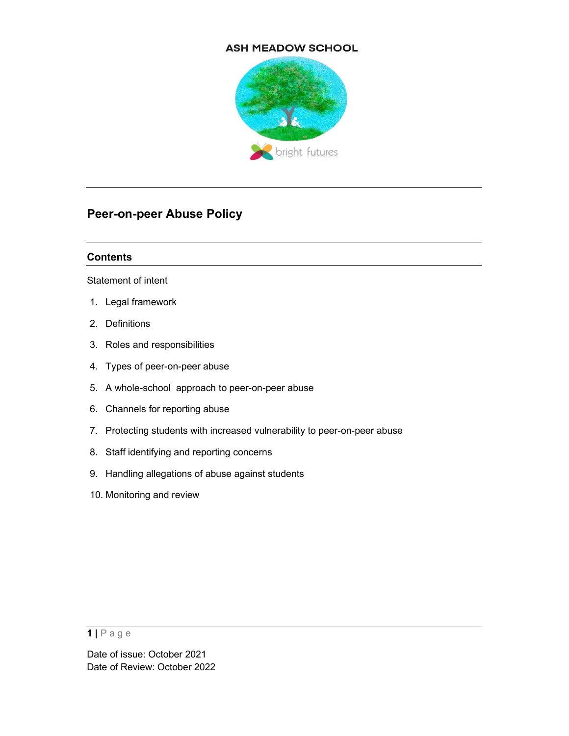ASH MEADOW SCHOOL

bright futures

# Peer-on-peer Abuse Policy

## Contents

Statement of intent

1. Legal framework
2. Definitions
3. Roles and responsibilities
4. Types of peer-on-peer abuse
5. A whole-school approach to peer-on-peer abuse
6. Channels for reporting abuse
7. Protecting students with increased vulnerability to peer-on-peer abuse
8. Staff identifying and reporting concerns
9. Handling allegations of abuse against students
10. Monitoring and review

Date of issue: October 2021
Date of Review: October 2022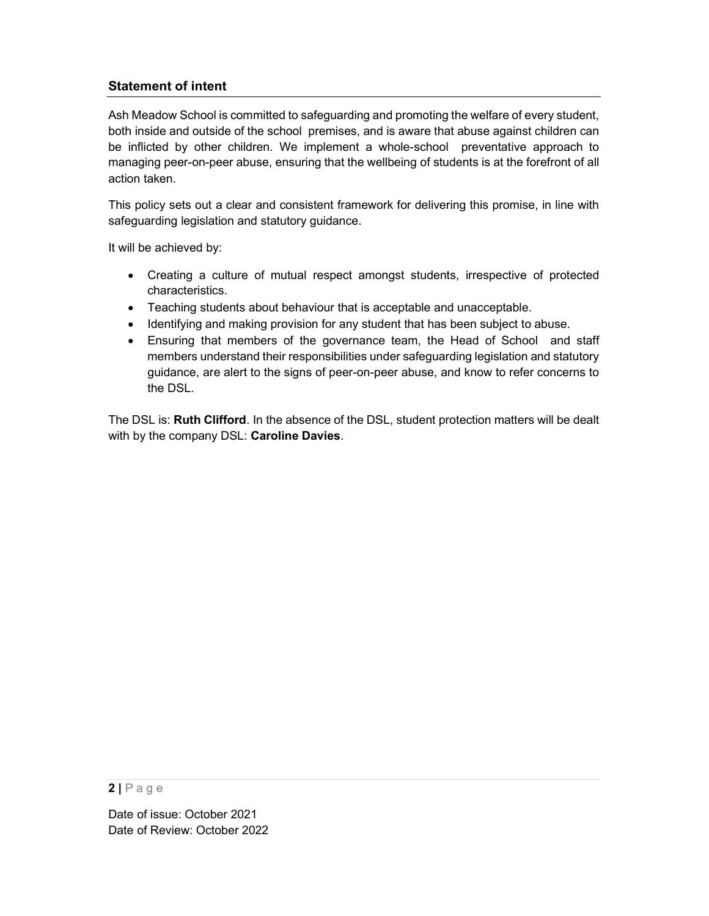## Statement of intent

Ash Meadow School is committed to safeguarding and promoting the welfare of every student, both inside and outside of the school premises, and is aware that abuse against children can be inflicted by other children. We implement a whole-school preventative approach to managing peer-on-peer abuse, ensuring that the wellbeing of students is at the forefront of all action taken.

This policy sets out a clear and consistent framework for delivering this promise, in line with safeguarding legislation and statutory guidance.

It will be achieved by:

- Creating a culture of mutual respect amongst students, irrespective of protected characteristics.
- Teaching students about behaviour that is acceptable and unacceptable.
- Identifying and making provision for any student that has been subject to abuse.
- Ensuring that members of the governance team, the Head of School and staff members understand their responsibilities under safeguarding legislation and statutory guidance, are alert to the signs of peer-on-peer abuse, and know to refer concerns to the DSL.

The DSL is: **Ruth Clifford**. In the absence of the DSL, student protection matters will be dealt with by the company DSL: **Caroline Davies**.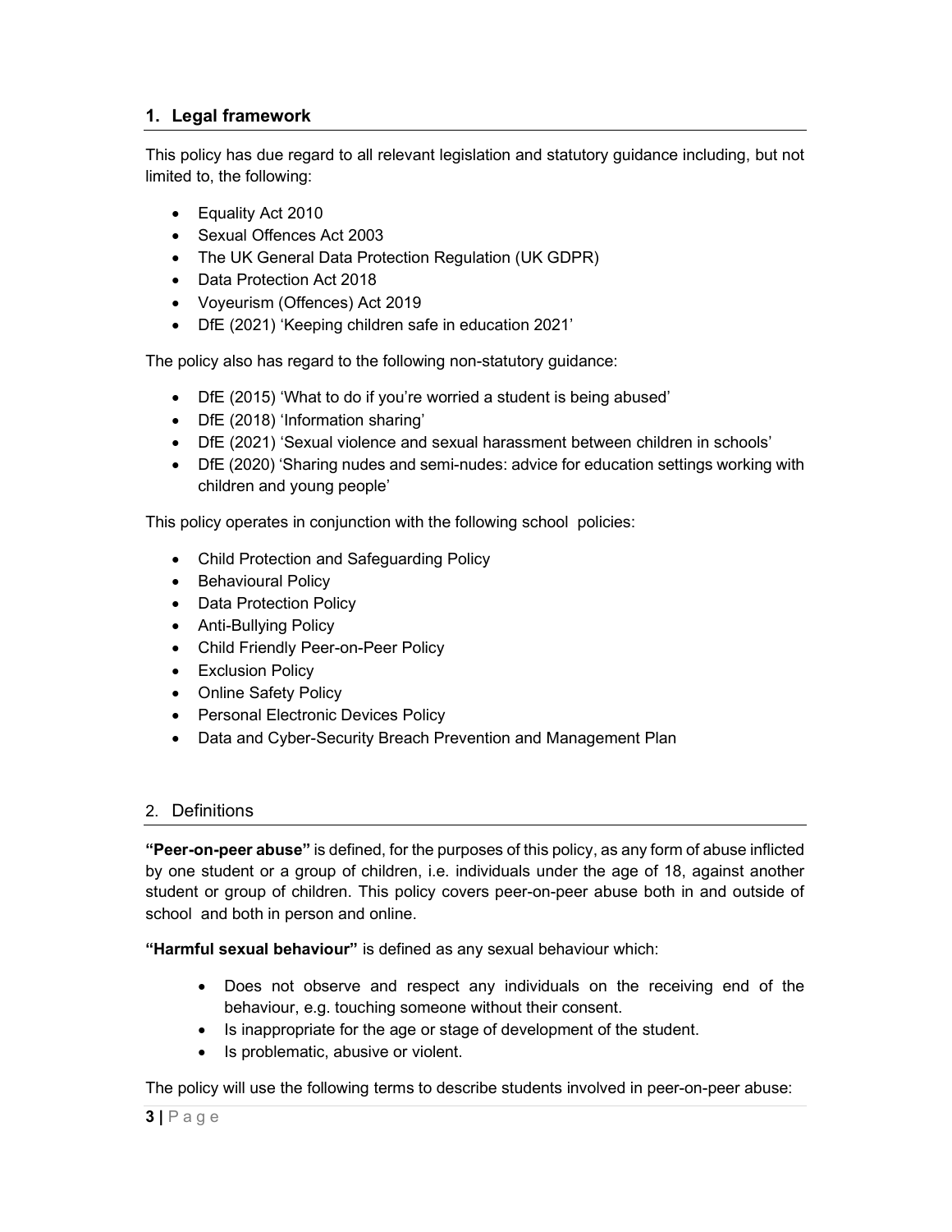## 1. Legal framework

This policy has due regard to all relevant legislation and statutory guidance including, but not limited to, the following:

- Equality Act 2010
- Sexual Offences Act 2003
- The UK General Data Protection Regulation (UK GDPR)
- Data Protection Act 2018
- Voyeurism (Offences) Act 2019
- DfE (2021) 'Keeping children safe in education 2021'

The policy also has regard to the following non-statutory guidance:

- DfE (2015) 'What to do if you're worried a student is being abused'
- DfE (2018) 'Information sharing'
- DfE (2021) 'Sexual violence and sexual harassment between children in schools'
- DfE (2020) 'Sharing nudes and semi-nudes: advice for education settings working with children and young people'

This policy operates in conjunction with the following school policies:

- Child Protection and Safeguarding Policy
- Behavioural Policy
- Data Protection Policy
- Anti-Bullying Policy
- Child Friendly Peer-on-Peer Policy
- Exclusion Policy
- Online Safety Policy
- Personal Electronic Devices Policy
- Data and Cyber-Security Breach Prevention and Management Plan

## 2. Definitions

**"Peer-on-peer abuse"** is defined, for the purposes of this policy, as any form of abuse inflicted by one student or a group of children, i.e. individuals under the age of 18, against another student or group of children. This policy covers peer-on-peer abuse both in and outside of school and both in person and online.

**"Harmful sexual behaviour"** is defined as any sexual behaviour which:

- Does not observe and respect any individuals on the receiving end of the behaviour, e.g. touching someone without their consent.
- Is inappropriate for the age or stage of development of the student.
- Is problematic, abusive or violent.

The policy will use the following terms to describe students involved in peer-on-peer abuse: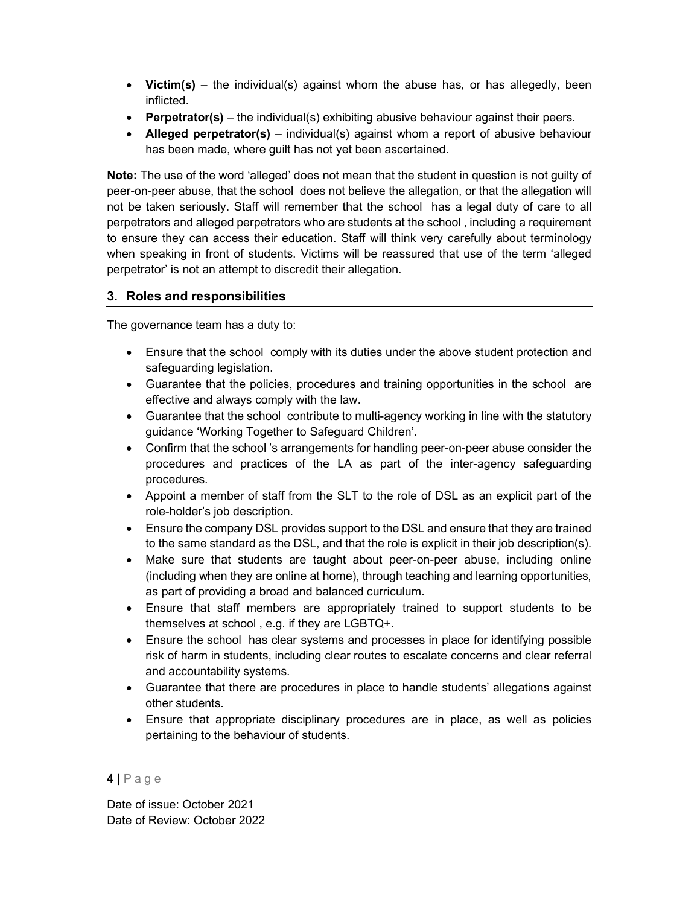- **Victim(s)** – the individual(s) against whom the abuse has, or has allegedly, been inflicted.
- **Perpetrator(s)** – the individual(s) exhibiting abusive behaviour against their peers.
- **Alleged perpetrator(s)** – individual(s) against whom a report of abusive behaviour has been made, where guilt has not yet been ascertained.

**Note:** The use of the word 'alleged' does not mean that the student in question is not guilty of peer-on-peer abuse, that the school does not believe the allegation, or that the allegation will not be taken seriously. Staff will remember that the school has a legal duty of care to all perpetrators and alleged perpetrators who are students at the school , including a requirement to ensure they can access their education. Staff will think very carefully about terminology when speaking in front of students. Victims will be reassured that use of the term 'alleged perpetrator' is not an attempt to discredit their allegation.

## 3. Roles and responsibilities

The governance team has a duty to:

- Ensure that the school comply with its duties under the above student protection and safeguarding legislation.
- Guarantee that the policies, procedures and training opportunities in the school are effective and always comply with the law.
- Guarantee that the school contribute to multi-agency working in line with the statutory guidance 'Working Together to Safeguard Children'.
- Confirm that the school 's arrangements for handling peer-on-peer abuse consider the procedures and practices of the LA as part of the inter-agency safeguarding procedures.
- Appoint a member of staff from the SLT to the role of DSL as an explicit part of the role-holder's job description.
- Ensure the company DSL provides support to the DSL and ensure that they are trained to the same standard as the DSL, and that the role is explicit in their job description(s).
- Make sure that students are taught about peer-on-peer abuse, including online (including when they are online at home), through teaching and learning opportunities, as part of providing a broad and balanced curriculum.
- Ensure that staff members are appropriately trained to support students to be themselves at school , e.g. if they are LGBTQ+.
- Ensure the school has clear systems and processes in place for identifying possible risk of harm in students, including clear routes to escalate concerns and clear referral and accountability systems.
- Guarantee that there are procedures in place to handle students' allegations against other students.
- Ensure that appropriate disciplinary procedures are in place, as well as policies pertaining to the behaviour of students.

Date of issue: October 2021
Date of Review: October 2022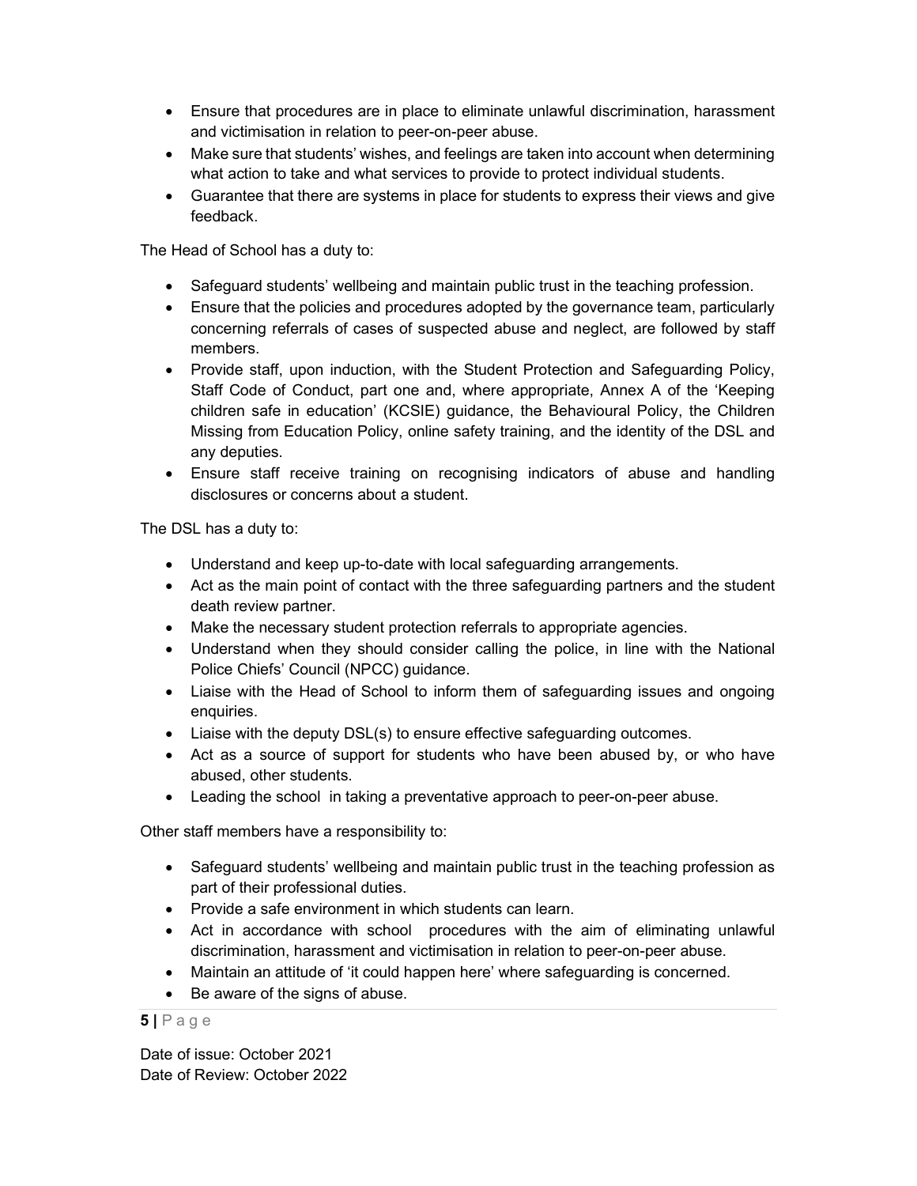- Ensure that procedures are in place to eliminate unlawful discrimination, harassment and victimisation in relation to peer-on-peer abuse.
- Make sure that students' wishes, and feelings are taken into account when determining what action to take and what services to provide to protect individual students.
- Guarantee that there are systems in place for students to express their views and give feedback.

The Head of School has a duty to:

- Safeguard students' wellbeing and maintain public trust in the teaching profession.
- Ensure that the policies and procedures adopted by the governance team, particularly concerning referrals of cases of suspected abuse and neglect, are followed by staff members.
- Provide staff, upon induction, with the Student Protection and Safeguarding Policy, Staff Code of Conduct, part one and, where appropriate, Annex A of the 'Keeping children safe in education' (KCSIE) guidance, the Behavioural Policy, the Children Missing from Education Policy, online safety training, and the identity of the DSL and any deputies.
- Ensure staff receive training on recognising indicators of abuse and handling disclosures or concerns about a student.

The DSL has a duty to:

- Understand and keep up-to-date with local safeguarding arrangements.
- Act as the main point of contact with the three safeguarding partners and the student death review partner.
- Make the necessary student protection referrals to appropriate agencies.
- Understand when they should consider calling the police, in line with the National Police Chiefs' Council (NPCC) guidance.
- Liaise with the Head of School to inform them of safeguarding issues and ongoing enquiries.
- Liaise with the deputy DSL(s) to ensure effective safeguarding outcomes.
- Act as a source of support for students who have been abused by, or who have abused, other students.
- Leading the school in taking a preventative approach to peer-on-peer abuse.

Other staff members have a responsibility to:

- Safeguard students' wellbeing and maintain public trust in the teaching profession as part of their professional duties.
- Provide a safe environment in which students can learn.
- Act in accordance with school procedures with the aim of eliminating unlawful discrimination, harassment and victimisation in relation to peer-on-peer abuse.
- Maintain an attitude of 'it could happen here' where safeguarding is concerned.
- Be aware of the signs of abuse.

Date of issue: October 2021
Date of Review: October 2022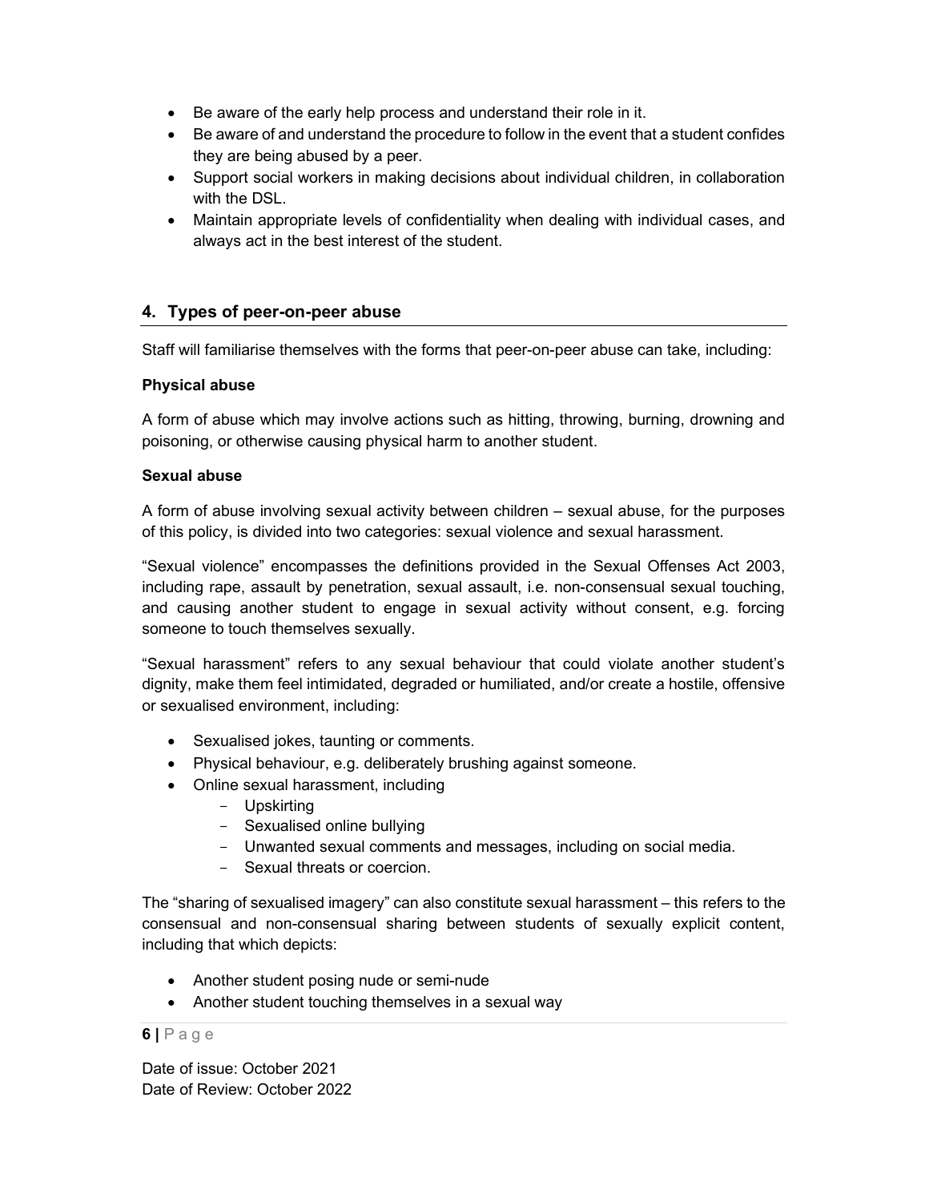- Be aware of the early help process and understand their role in it.
- Be aware of and understand the procedure to follow in the event that a student confides they are being abused by a peer.
- Support social workers in making decisions about individual children, in collaboration with the DSL.
- Maintain appropriate levels of confidentiality when dealing with individual cases, and always act in the best interest of the student.

## 4. Types of peer-on-peer abuse

Staff will familiarise themselves with the forms that peer-on-peer abuse can take, including:

**Physical abuse**

A form of abuse which may involve actions such as hitting, throwing, burning, drowning and poisoning, or otherwise causing physical harm to another student.

**Sexual abuse**

A form of abuse involving sexual activity between children – sexual abuse, for the purposes of this policy, is divided into two categories: sexual violence and sexual harassment.

"Sexual violence" encompasses the definitions provided in the Sexual Offenses Act 2003, including rape, assault by penetration, sexual assault, i.e. non-consensual sexual touching, and causing another student to engage in sexual activity without consent, e.g. forcing someone to touch themselves sexually.

"Sexual harassment" refers to any sexual behaviour that could violate another student's dignity, make them feel intimidated, degraded or humiliated, and/or create a hostile, offensive or sexualised environment, including:

- Sexualised jokes, taunting or comments.
- Physical behaviour, e.g. deliberately brushing against someone.
- Online sexual harassment, including
  - Upskirting
  - Sexualised online bullying
  - Unwanted sexual comments and messages, including on social media.
  - Sexual threats or coercion.

The "sharing of sexualised imagery" can also constitute sexual harassment – this refers to the consensual and non-consensual sharing between students of sexually explicit content, including that which depicts:

- Another student posing nude or semi-nude
- Another student touching themselves in a sexual way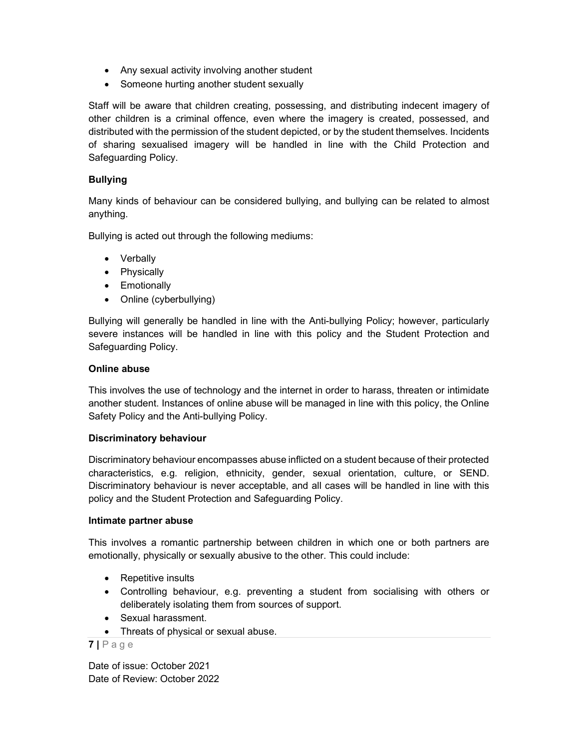- Any sexual activity involving another student
- Someone hurting another student sexually

Staff will be aware that children creating, possessing, and distributing indecent imagery of other children is a criminal offence, even where the imagery is created, possessed, and distributed with the permission of the student depicted, or by the student themselves. Incidents of sharing sexualised imagery will be handled in line with the Child Protection and Safeguarding Policy.

**Bullying**

Many kinds of behaviour can be considered bullying, and bullying can be related to almost anything.

Bullying is acted out through the following mediums:

- Verbally
- Physically
- Emotionally
- Online (cyberbullying)

Bullying will generally be handled in line with the Anti-bullying Policy; however, particularly severe instances will be handled in line with this policy and the Student Protection and Safeguarding Policy.

**Online abuse**

This involves the use of technology and the internet in order to harass, threaten or intimidate another student. Instances of online abuse will be managed in line with this policy, the Online Safety Policy and the Anti-bullying Policy.

**Discriminatory behaviour**

Discriminatory behaviour encompasses abuse inflicted on a student because of their protected characteristics, e.g. religion, ethnicity, gender, sexual orientation, culture, or SEND. Discriminatory behaviour is never acceptable, and all cases will be handled in line with this policy and the Student Protection and Safeguarding Policy.

**Intimate partner abuse**

This involves a romantic partnership between children in which one or both partners are emotionally, physically or sexually abusive to the other. This could include:

- Repetitive insults
- Controlling behaviour, e.g. preventing a student from socialising with others or deliberately isolating them from sources of support.
- Sexual harassment.
- Threats of physical or sexual abuse.

Date of issue: October 2021
Date of Review: October 2022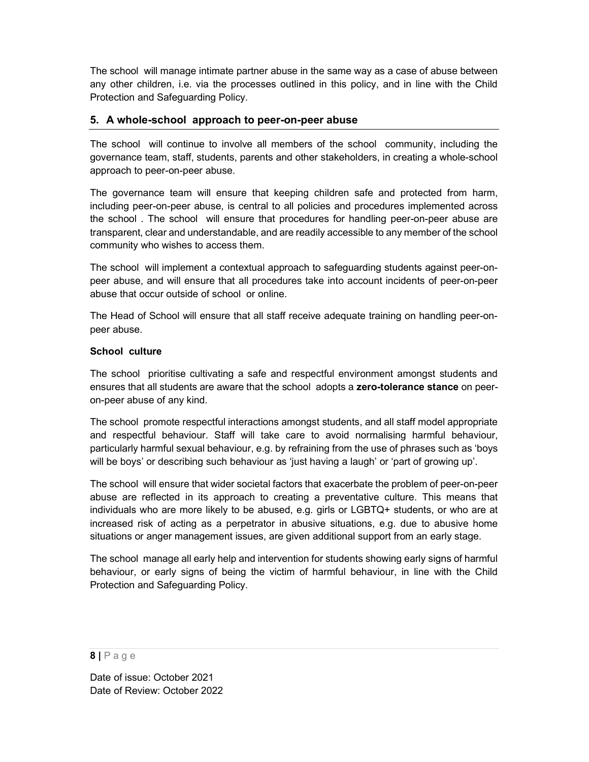The school will manage intimate partner abuse in the same way as a case of abuse between any other children, i.e. via the processes outlined in this policy, and in line with the Child Protection and Safeguarding Policy.

## 5. A whole-school approach to peer-on-peer abuse

The school will continue to involve all members of the school community, including the governance team, staff, students, parents and other stakeholders, in creating a whole-school approach to peer-on-peer abuse.

The governance team will ensure that keeping children safe and protected from harm, including peer-on-peer abuse, is central to all policies and procedures implemented across the school . The school will ensure that procedures for handling peer-on-peer abuse are transparent, clear and understandable, and are readily accessible to any member of the school community who wishes to access them.

The school will implement a contextual approach to safeguarding students against peer-on-peer abuse, and will ensure that all procedures take into account incidents of peer-on-peer abuse that occur outside of school or online.

The Head of School will ensure that all staff receive adequate training on handling peer-on-peer abuse.

**School culture**

The school prioritise cultivating a safe and respectful environment amongst students and ensures that all students are aware that the school adopts a **zero-tolerance stance** on peer-on-peer abuse of any kind.

The school promote respectful interactions amongst students, and all staff model appropriate and respectful behaviour. Staff will take care to avoid normalising harmful behaviour, particularly harmful sexual behaviour, e.g. by refraining from the use of phrases such as 'boys will be boys' or describing such behaviour as 'just having a laugh' or 'part of growing up'.

The school will ensure that wider societal factors that exacerbate the problem of peer-on-peer abuse are reflected in its approach to creating a preventative culture. This means that individuals who are more likely to be abused, e.g. girls or LGBTQ+ students, or who are at increased risk of acting as a perpetrator in abusive situations, e.g. due to abusive home situations or anger management issues, are given additional support from an early stage.

The school manage all early help and intervention for students showing early signs of harmful behaviour, or early signs of being the victim of harmful behaviour, in line with the Child Protection and Safeguarding Policy.

Date of issue: October 2021
Date of Review: October 2022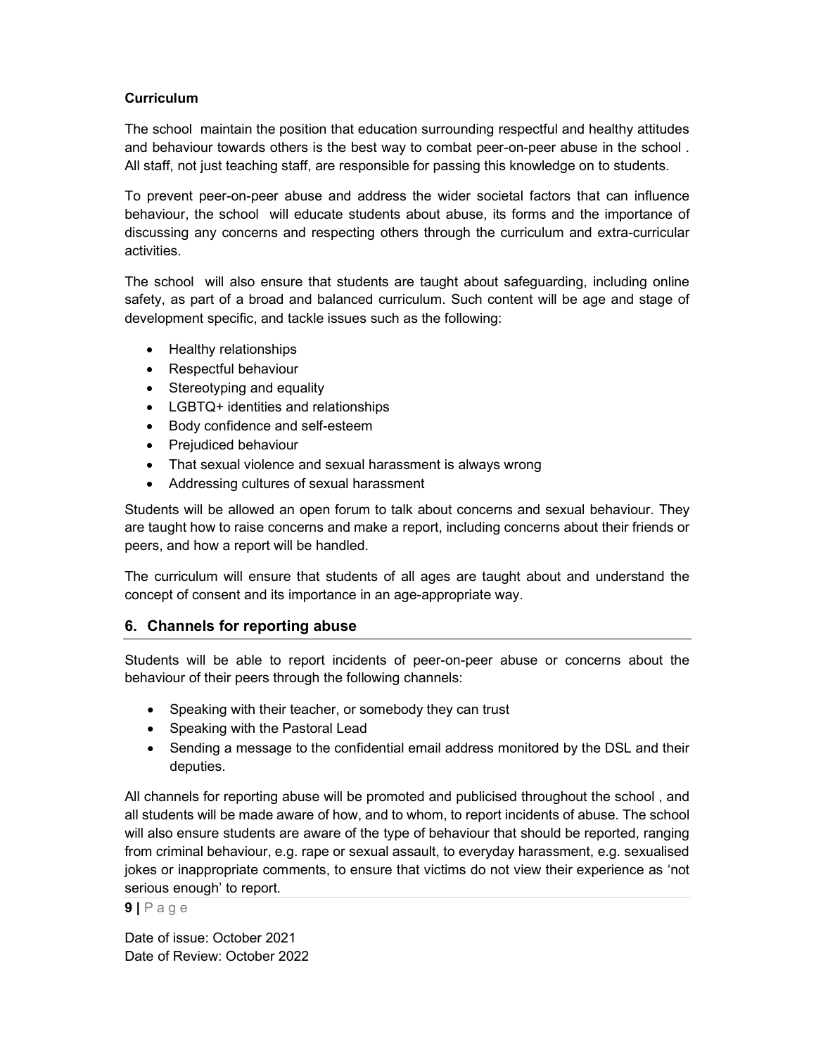**Curriculum**

The school maintain the position that education surrounding respectful and healthy attitudes and behaviour towards others is the best way to combat peer-on-peer abuse in the school . All staff, not just teaching staff, are responsible for passing this knowledge on to students.

To prevent peer-on-peer abuse and address the wider societal factors that can influence behaviour, the school will educate students about abuse, its forms and the importance of discussing any concerns and respecting others through the curriculum and extra-curricular activities.

The school will also ensure that students are taught about safeguarding, including online safety, as part of a broad and balanced curriculum. Such content will be age and stage of development specific, and tackle issues such as the following:

- Healthy relationships
- Respectful behaviour
- Stereotyping and equality
- LGBTQ+ identities and relationships
- Body confidence and self-esteem
- Prejudiced behaviour
- That sexual violence and sexual harassment is always wrong
- Addressing cultures of sexual harassment

Students will be allowed an open forum to talk about concerns and sexual behaviour. They are taught how to raise concerns and make a report, including concerns about their friends or peers, and how a report will be handled.

The curriculum will ensure that students of all ages are taught about and understand the concept of consent and its importance in an age-appropriate way.

## 6. Channels for reporting abuse

Students will be able to report incidents of peer-on-peer abuse or concerns about the behaviour of their peers through the following channels:

- Speaking with their teacher, or somebody they can trust
- Speaking with the Pastoral Lead
- Sending a message to the confidential email address monitored by the DSL and their deputies.

All channels for reporting abuse will be promoted and publicised throughout the school , and all students will be made aware of how, and to whom, to report incidents of abuse. The school will also ensure students are aware of the type of behaviour that should be reported, ranging from criminal behaviour, e.g. rape or sexual assault, to everyday harassment, e.g. sexualised jokes or inappropriate comments, to ensure that victims do not view their experience as 'not serious enough' to report.

Date of issue: October 2021
Date of Review: October 2022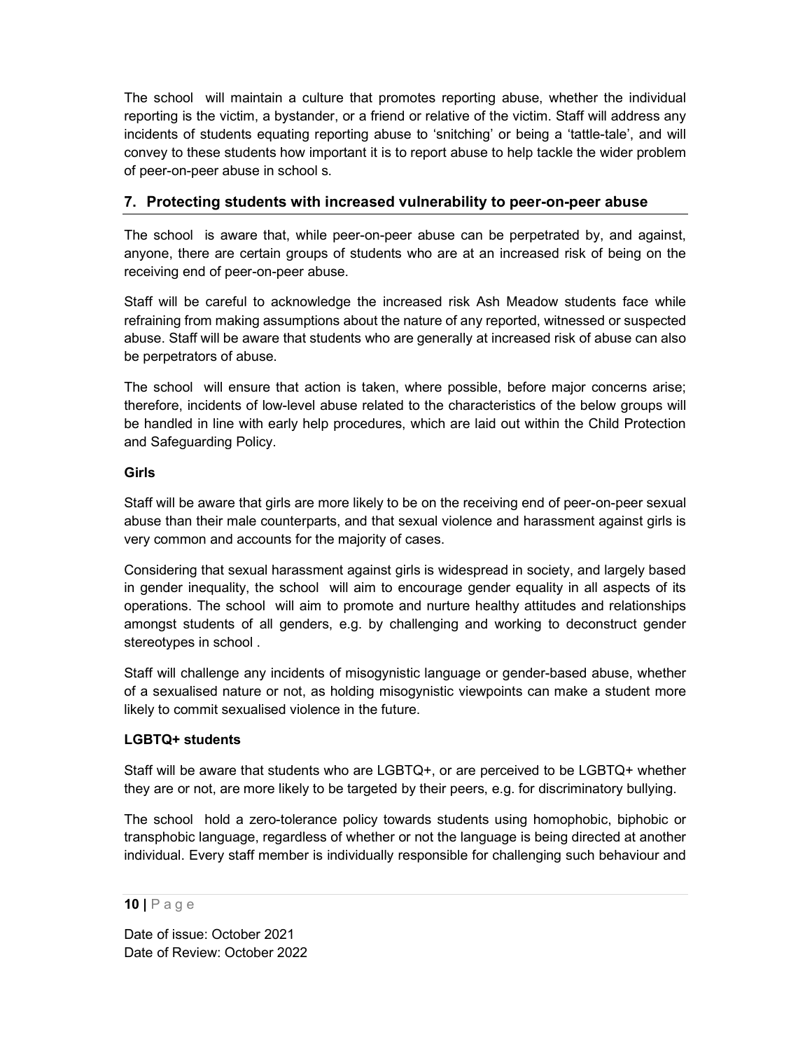The school will maintain a culture that promotes reporting abuse, whether the individual reporting is the victim, a bystander, or a friend or relative of the victim. Staff will address any incidents of students equating reporting abuse to 'snitching' or being a 'tattle-tale', and will convey to these students how important it is to report abuse to help tackle the wider problem of peer-on-peer abuse in school s.

## 7. Protecting students with increased vulnerability to peer-on-peer abuse

The school is aware that, while peer-on-peer abuse can be perpetrated by, and against, anyone, there are certain groups of students who are at an increased risk of being on the receiving end of peer-on-peer abuse.

Staff will be careful to acknowledge the increased risk Ash Meadow students face while refraining from making assumptions about the nature of any reported, witnessed or suspected abuse. Staff will be aware that students who are generally at increased risk of abuse can also be perpetrators of abuse.

The school will ensure that action is taken, where possible, before major concerns arise; therefore, incidents of low-level abuse related to the characteristics of the below groups will be handled in line with early help procedures, which are laid out within the Child Protection and Safeguarding Policy.

**Girls**

Staff will be aware that girls are more likely to be on the receiving end of peer-on-peer sexual abuse than their male counterparts, and that sexual violence and harassment against girls is very common and accounts for the majority of cases.

Considering that sexual harassment against girls is widespread in society, and largely based in gender inequality, the school will aim to encourage gender equality in all aspects of its operations. The school will aim to promote and nurture healthy attitudes and relationships amongst students of all genders, e.g. by challenging and working to deconstruct gender stereotypes in school .

Staff will challenge any incidents of misogynistic language or gender-based abuse, whether of a sexualised nature or not, as holding misogynistic viewpoints can make a student more likely to commit sexualised violence in the future.

**LGBTQ+ students**

Staff will be aware that students who are LGBTQ+, or are perceived to be LGBTQ+ whether they are or not, are more likely to be targeted by their peers, e.g. for discriminatory bullying.

The school hold a zero-tolerance policy towards students using homophobic, biphobic or transphobic language, regardless of whether or not the language is being directed at another individual. Every staff member is individually responsible for challenging such behaviour and

Date of issue: October 2021
Date of Review: October 2022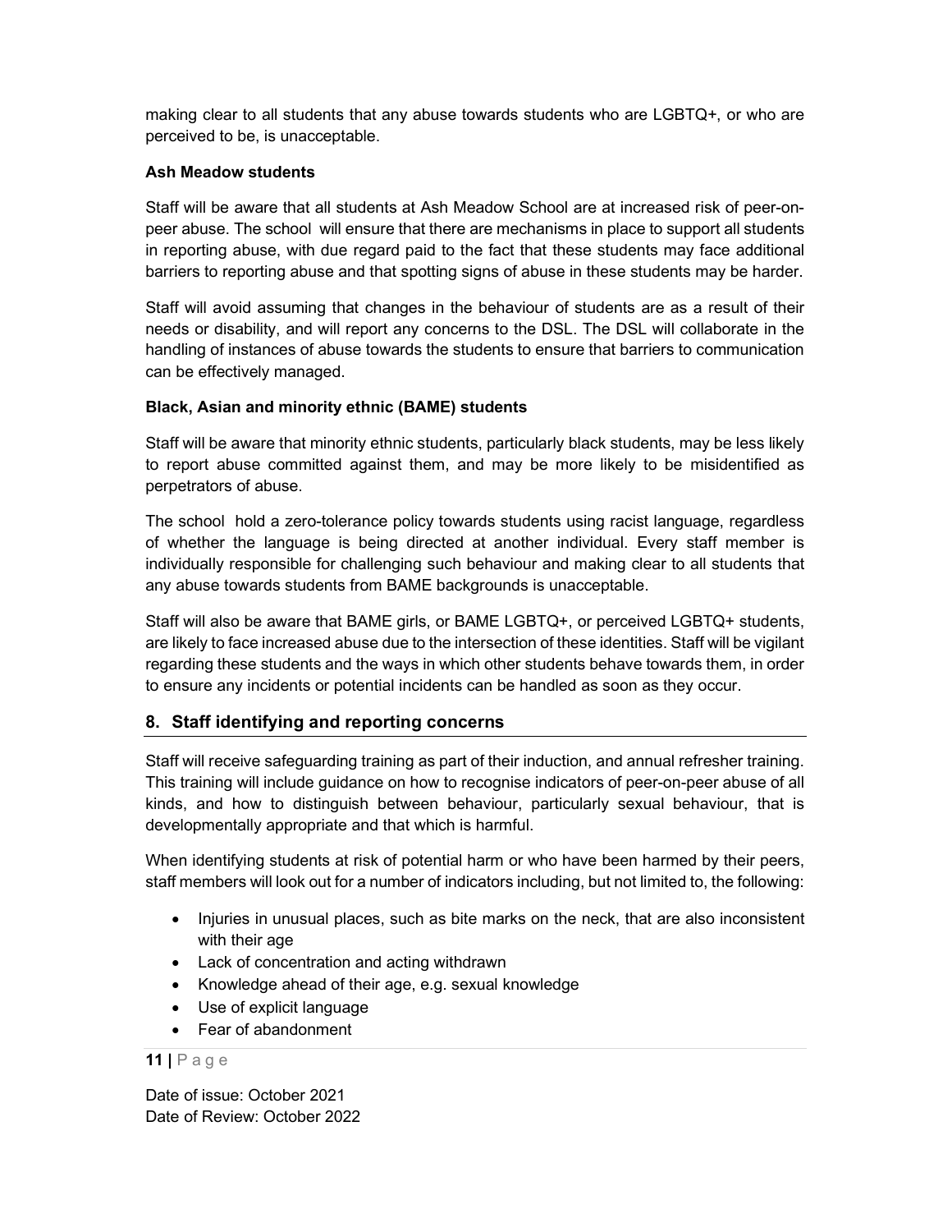making clear to all students that any abuse towards students who are LGBTQ+, or who are perceived to be, is unacceptable.

**Ash Meadow students**

Staff will be aware that all students at Ash Meadow School are at increased risk of peer-on-peer abuse. The school will ensure that there are mechanisms in place to support all students in reporting abuse, with due regard paid to the fact that these students may face additional barriers to reporting abuse and that spotting signs of abuse in these students may be harder.

Staff will avoid assuming that changes in the behaviour of students are as a result of their needs or disability, and will report any concerns to the DSL. The DSL will collaborate in the handling of instances of abuse towards the students to ensure that barriers to communication can be effectively managed.

**Black, Asian and minority ethnic (BAME) students**

Staff will be aware that minority ethnic students, particularly black students, may be less likely to report abuse committed against them, and may be more likely to be misidentified as perpetrators of abuse.

The school hold a zero-tolerance policy towards students using racist language, regardless of whether the language is being directed at another individual. Every staff member is individually responsible for challenging such behaviour and making clear to all students that any abuse towards students from BAME backgrounds is unacceptable.

Staff will also be aware that BAME girls, or BAME LGBTQ+, or perceived LGBTQ+ students, are likely to face increased abuse due to the intersection of these identities. Staff will be vigilant regarding these students and the ways in which other students behave towards them, in order to ensure any incidents or potential incidents can be handled as soon as they occur.

## 8. Staff identifying and reporting concerns

Staff will receive safeguarding training as part of their induction, and annual refresher training. This training will include guidance on how to recognise indicators of peer-on-peer abuse of all kinds, and how to distinguish between behaviour, particularly sexual behaviour, that is developmentally appropriate and that which is harmful.

When identifying students at risk of potential harm or who have been harmed by their peers, staff members will look out for a number of indicators including, but not limited to, the following:

- Injuries in unusual places, such as bite marks on the neck, that are also inconsistent with their age
- Lack of concentration and acting withdrawn
- Knowledge ahead of their age, e.g. sexual knowledge
- Use of explicit language
- Fear of abandonment

Date of issue: October 2021
Date of Review: October 2022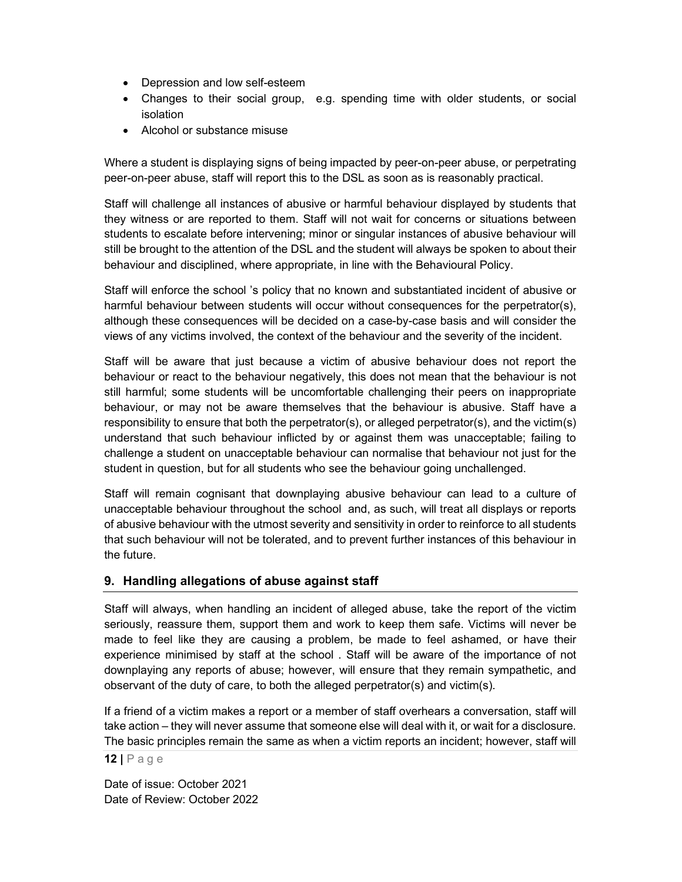- Depression and low self-esteem
- Changes to their social group, e.g. spending time with older students, or social isolation
- Alcohol or substance misuse

Where a student is displaying signs of being impacted by peer-on-peer abuse, or perpetrating peer-on-peer abuse, staff will report this to the DSL as soon as is reasonably practical.

Staff will challenge all instances of abusive or harmful behaviour displayed by students that they witness or are reported to them. Staff will not wait for concerns or situations between students to escalate before intervening; minor or singular instances of abusive behaviour will still be brought to the attention of the DSL and the student will always be spoken to about their behaviour and disciplined, where appropriate, in line with the Behavioural Policy.

Staff will enforce the school 's policy that no known and substantiated incident of abusive or harmful behaviour between students will occur without consequences for the perpetrator(s), although these consequences will be decided on a case-by-case basis and will consider the views of any victims involved, the context of the behaviour and the severity of the incident.

Staff will be aware that just because a victim of abusive behaviour does not report the behaviour or react to the behaviour negatively, this does not mean that the behaviour is not still harmful; some students will be uncomfortable challenging their peers on inappropriate behaviour, or may not be aware themselves that the behaviour is abusive. Staff have a responsibility to ensure that both the perpetrator(s), or alleged perpetrator(s), and the victim(s) understand that such behaviour inflicted by or against them was unacceptable; failing to challenge a student on unacceptable behaviour can normalise that behaviour not just for the student in question, but for all students who see the behaviour going unchallenged.

Staff will remain cognisant that downplaying abusive behaviour can lead to a culture of unacceptable behaviour throughout the school and, as such, will treat all displays or reports of abusive behaviour with the utmost severity and sensitivity in order to reinforce to all students that such behaviour will not be tolerated, and to prevent further instances of this behaviour in the future.

## 9. Handling allegations of abuse against staff

Staff will always, when handling an incident of alleged abuse, take the report of the victim seriously, reassure them, support them and work to keep them safe. Victims will never be made to feel like they are causing a problem, be made to feel ashamed, or have their experience minimised by staff at the school . Staff will be aware of the importance of not downplaying any reports of abuse; however, will ensure that they remain sympathetic, and observant of the duty of care, to both the alleged perpetrator(s) and victim(s).

If a friend of a victim makes a report or a member of staff overhears a conversation, staff will take action – they will never assume that someone else will deal with it, or wait for a disclosure. The basic principles remain the same as when a victim reports an incident; however, staff will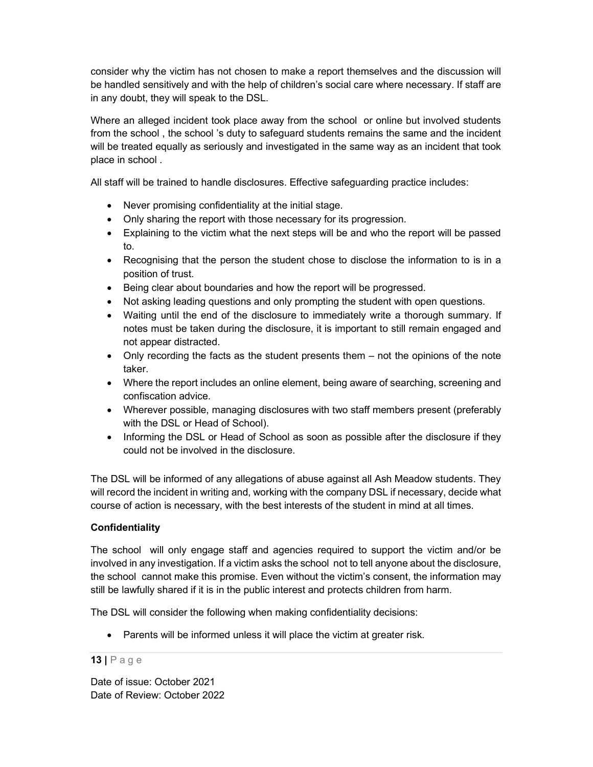consider why the victim has not chosen to make a report themselves and the discussion will be handled sensitively and with the help of children's social care where necessary. If staff are in any doubt, they will speak to the DSL.

Where an alleged incident took place away from the school or online but involved students from the school , the school 's duty to safeguard students remains the same and the incident will be treated equally as seriously and investigated in the same way as an incident that took place in school .

All staff will be trained to handle disclosures. Effective safeguarding practice includes:

- Never promising confidentiality at the initial stage.
- Only sharing the report with those necessary for its progression.
- Explaining to the victim what the next steps will be and who the report will be passed to.
- Recognising that the person the student chose to disclose the information to is in a position of trust.
- Being clear about boundaries and how the report will be progressed.
- Not asking leading questions and only prompting the student with open questions.
- Waiting until the end of the disclosure to immediately write a thorough summary. If notes must be taken during the disclosure, it is important to still remain engaged and not appear distracted.
- Only recording the facts as the student presents them – not the opinions of the note taker.
- Where the report includes an online element, being aware of searching, screening and confiscation advice.
- Wherever possible, managing disclosures with two staff members present (preferably with the DSL or Head of School).
- Informing the DSL or Head of School as soon as possible after the disclosure if they could not be involved in the disclosure.

The DSL will be informed of any allegations of abuse against all Ash Meadow students. They will record the incident in writing and, working with the company DSL if necessary, decide what course of action is necessary, with the best interests of the student in mind at all times.

**Confidentiality**

The school will only engage staff and agencies required to support the victim and/or be involved in any investigation. If a victim asks the school not to tell anyone about the disclosure, the school cannot make this promise. Even without the victim's consent, the information may still be lawfully shared if it is in the public interest and protects children from harm.

The DSL will consider the following when making confidentiality decisions:

- Parents will be informed unless it will place the victim at greater risk.

Date of issue: October 2021
Date of Review: October 2022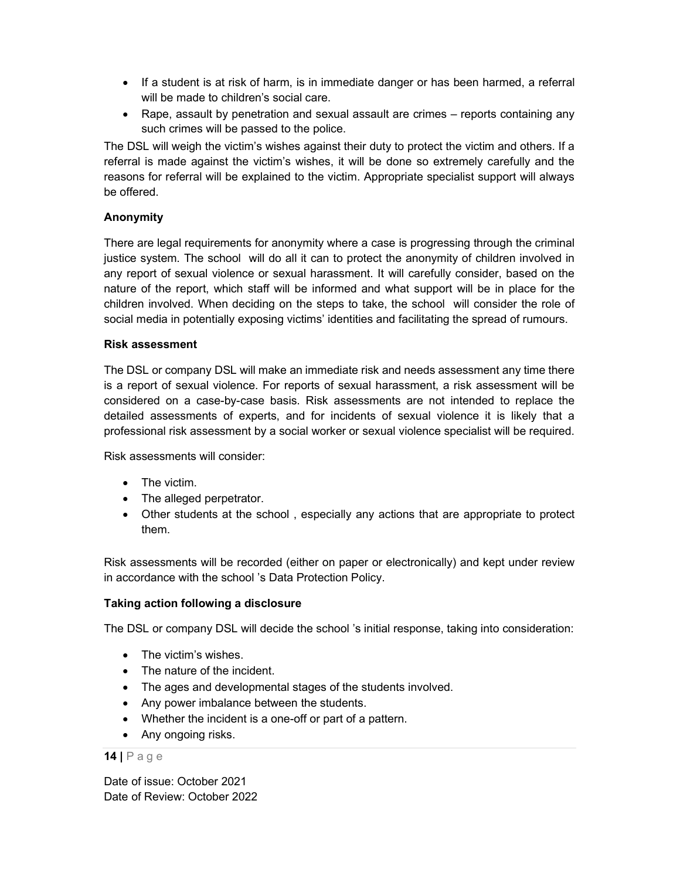- If a student is at risk of harm, is in immediate danger or has been harmed, a referral will be made to children's social care.
- Rape, assault by penetration and sexual assault are crimes – reports containing any such crimes will be passed to the police.

The DSL will weigh the victim's wishes against their duty to protect the victim and others. If a referral is made against the victim's wishes, it will be done so extremely carefully and the reasons for referral will be explained to the victim. Appropriate specialist support will always be offered.

**Anonymity**

There are legal requirements for anonymity where a case is progressing through the criminal justice system. The school will do all it can to protect the anonymity of children involved in any report of sexual violence or sexual harassment. It will carefully consider, based on the nature of the report, which staff will be informed and what support will be in place for the children involved. When deciding on the steps to take, the school will consider the role of social media in potentially exposing victims' identities and facilitating the spread of rumours.

**Risk assessment**

The DSL or company DSL will make an immediate risk and needs assessment any time there is a report of sexual violence. For reports of sexual harassment, a risk assessment will be considered on a case-by-case basis. Risk assessments are not intended to replace the detailed assessments of experts, and for incidents of sexual violence it is likely that a professional risk assessment by a social worker or sexual violence specialist will be required.

Risk assessments will consider:

- The victim.
- The alleged perpetrator.
- Other students at the school , especially any actions that are appropriate to protect them.

Risk assessments will be recorded (either on paper or electronically) and kept under review in accordance with the school 's Data Protection Policy.

**Taking action following a disclosure**

The DSL or company DSL will decide the school 's initial response, taking into consideration:

- The victim's wishes.
- The nature of the incident.
- The ages and developmental stages of the students involved.
- Any power imbalance between the students.
- Whether the incident is a one-off or part of a pattern.
- Any ongoing risks.

Date of issue: October 2021
Date of Review: October 2022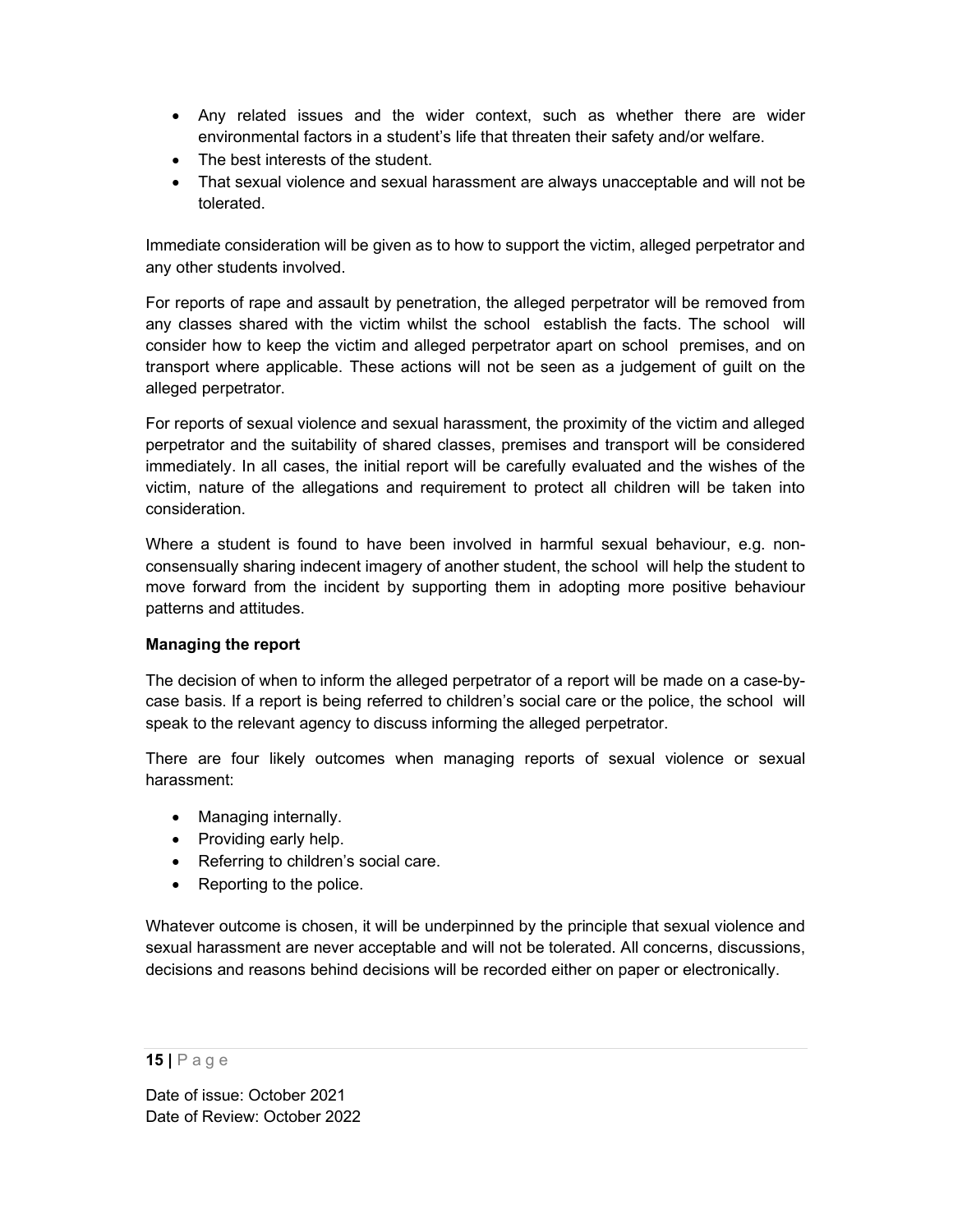- Any related issues and the wider context, such as whether there are wider environmental factors in a student's life that threaten their safety and/or welfare.
- The best interests of the student.
- That sexual violence and sexual harassment are always unacceptable and will not be tolerated.

Immediate consideration will be given as to how to support the victim, alleged perpetrator and any other students involved.

For reports of rape and assault by penetration, the alleged perpetrator will be removed from any classes shared with the victim whilst the school establish the facts. The school will consider how to keep the victim and alleged perpetrator apart on school premises, and on transport where applicable. These actions will not be seen as a judgement of guilt on the alleged perpetrator.

For reports of sexual violence and sexual harassment, the proximity of the victim and alleged perpetrator and the suitability of shared classes, premises and transport will be considered immediately. In all cases, the initial report will be carefully evaluated and the wishes of the victim, nature of the allegations and requirement to protect all children will be taken into consideration.

Where a student is found to have been involved in harmful sexual behaviour, e.g. non-consensually sharing indecent imagery of another student, the school will help the student to move forward from the incident by supporting them in adopting more positive behaviour patterns and attitudes.

**Managing the report**

The decision of when to inform the alleged perpetrator of a report will be made on a case-by-case basis. If a report is being referred to children's social care or the police, the school will speak to the relevant agency to discuss informing the alleged perpetrator.

There are four likely outcomes when managing reports of sexual violence or sexual harassment:

- Managing internally.
- Providing early help.
- Referring to children's social care.
- Reporting to the police.

Whatever outcome is chosen, it will be underpinned by the principle that sexual violence and sexual harassment are never acceptable and will not be tolerated. All concerns, discussions, decisions and reasons behind decisions will be recorded either on paper or electronically.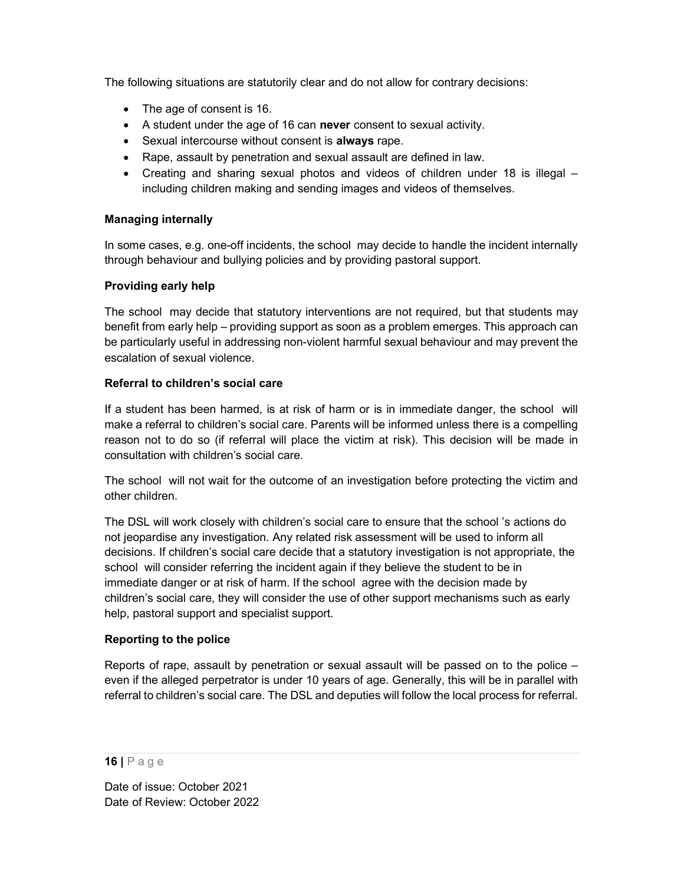The following situations are statutorily clear and do not allow for contrary decisions:

- The age of consent is 16.
- A student under the age of 16 can **never** consent to sexual activity.
- Sexual intercourse without consent is **always** rape.
- Rape, assault by penetration and sexual assault are defined in law.
- Creating and sharing sexual photos and videos of children under 18 is illegal – including children making and sending images and videos of themselves.

**Managing internally**

In some cases, e.g. one-off incidents, the school may decide to handle the incident internally through behaviour and bullying policies and by providing pastoral support.

**Providing early help**

The school may decide that statutory interventions are not required, but that students may benefit from early help – providing support as soon as a problem emerges. This approach can be particularly useful in addressing non-violent harmful sexual behaviour and may prevent the escalation of sexual violence.

**Referral to children's social care**

If a student has been harmed, is at risk of harm or is in immediate danger, the school will make a referral to children's social care. Parents will be informed unless there is a compelling reason not to do so (if referral will place the victim at risk). This decision will be made in consultation with children's social care.

The school will not wait for the outcome of an investigation before protecting the victim and other children.

The DSL will work closely with children's social care to ensure that the school 's actions do not jeopardise any investigation. Any related risk assessment will be used to inform all decisions. If children's social care decide that a statutory investigation is not appropriate, the school will consider referring the incident again if they believe the student to be in immediate danger or at risk of harm. If the school agree with the decision made by children's social care, they will consider the use of other support mechanisms such as early help, pastoral support and specialist support.

**Reporting to the police**

Reports of rape, assault by penetration or sexual assault will be passed on to the police – even if the alleged perpetrator is under 10 years of age. Generally, this will be in parallel with referral to children's social care. The DSL and deputies will follow the local process for referral.

Date of issue: October 2021
Date of Review: October 2022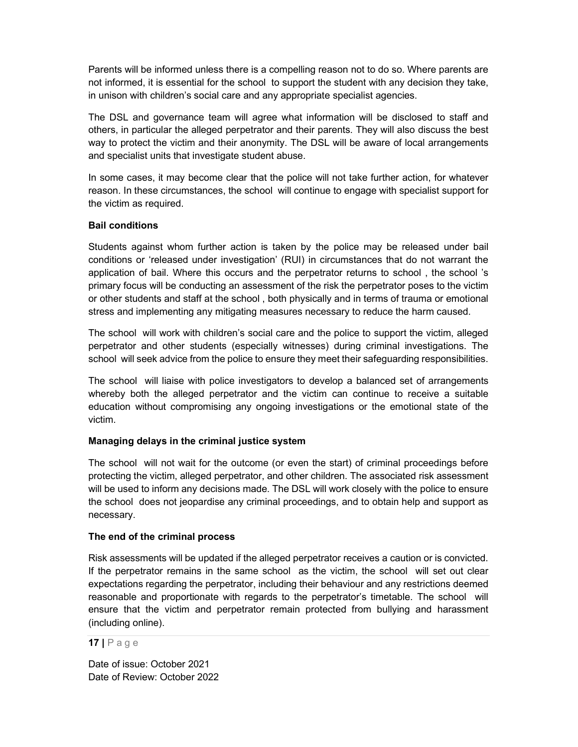Parents will be informed unless there is a compelling reason not to do so. Where parents are not informed, it is essential for the school to support the student with any decision they take, in unison with children's social care and any appropriate specialist agencies.

The DSL and governance team will agree what information will be disclosed to staff and others, in particular the alleged perpetrator and their parents. They will also discuss the best way to protect the victim and their anonymity. The DSL will be aware of local arrangements and specialist units that investigate student abuse.

In some cases, it may become clear that the police will not take further action, for whatever reason. In these circumstances, the school will continue to engage with specialist support for the victim as required.

**Bail conditions**

Students against whom further action is taken by the police may be released under bail conditions or 'released under investigation' (RUI) in circumstances that do not warrant the application of bail. Where this occurs and the perpetrator returns to school , the school 's primary focus will be conducting an assessment of the risk the perpetrator poses to the victim or other students and staff at the school , both physically and in terms of trauma or emotional stress and implementing any mitigating measures necessary to reduce the harm caused.

The school will work with children's social care and the police to support the victim, alleged perpetrator and other students (especially witnesses) during criminal investigations. The school will seek advice from the police to ensure they meet their safeguarding responsibilities.

The school will liaise with police investigators to develop a balanced set of arrangements whereby both the alleged perpetrator and the victim can continue to receive a suitable education without compromising any ongoing investigations or the emotional state of the victim.

**Managing delays in the criminal justice system**

The school will not wait for the outcome (or even the start) of criminal proceedings before protecting the victim, alleged perpetrator, and other children. The associated risk assessment will be used to inform any decisions made. The DSL will work closely with the police to ensure the school does not jeopardise any criminal proceedings, and to obtain help and support as necessary.

**The end of the criminal process**

Risk assessments will be updated if the alleged perpetrator receives a caution or is convicted. If the perpetrator remains in the same school as the victim, the school will set out clear expectations regarding the perpetrator, including their behaviour and any restrictions deemed reasonable and proportionate with regards to the perpetrator's timetable. The school will ensure that the victim and perpetrator remain protected from bullying and harassment (including online).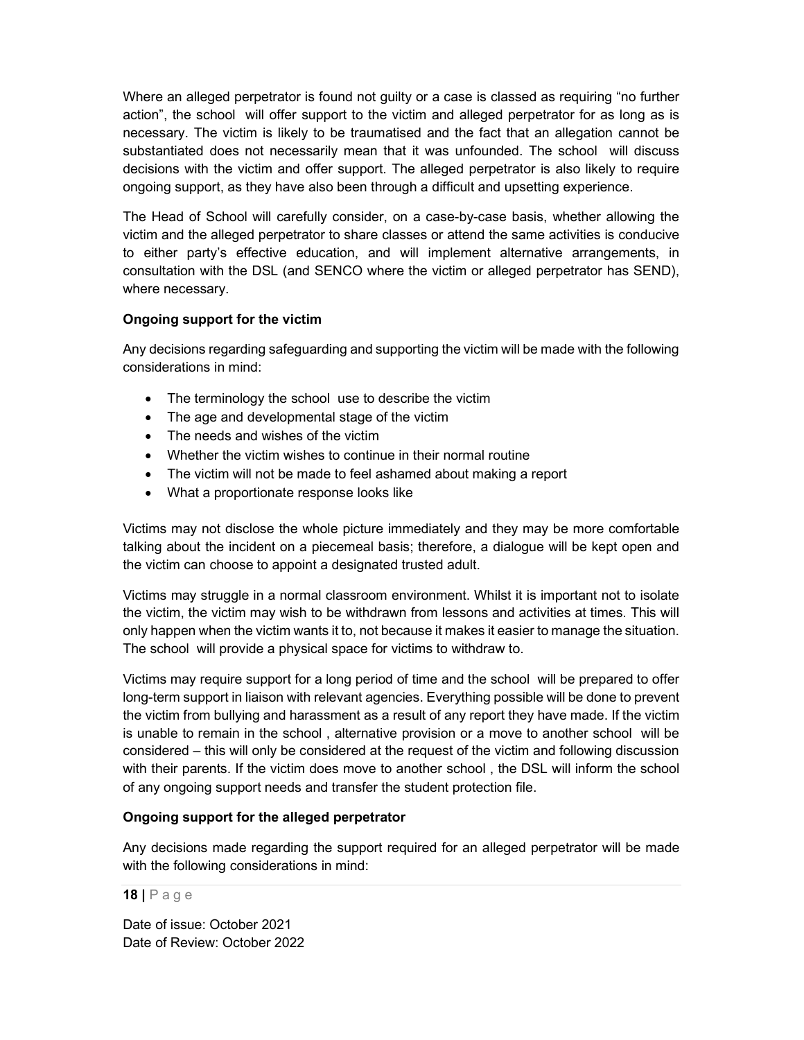Where an alleged perpetrator is found not guilty or a case is classed as requiring "no further action", the school will offer support to the victim and alleged perpetrator for as long as is necessary. The victim is likely to be traumatised and the fact that an allegation cannot be substantiated does not necessarily mean that it was unfounded. The school will discuss decisions with the victim and offer support. The alleged perpetrator is also likely to require ongoing support, as they have also been through a difficult and upsetting experience.

The Head of School will carefully consider, on a case-by-case basis, whether allowing the victim and the alleged perpetrator to share classes or attend the same activities is conducive to either party's effective education, and will implement alternative arrangements, in consultation with the DSL (and SENCO where the victim or alleged perpetrator has SEND), where necessary.

**Ongoing support for the victim**

Any decisions regarding safeguarding and supporting the victim will be made with the following considerations in mind:

- The terminology the school use to describe the victim
- The age and developmental stage of the victim
- The needs and wishes of the victim
- Whether the victim wishes to continue in their normal routine
- The victim will not be made to feel ashamed about making a report
- What a proportionate response looks like

Victims may not disclose the whole picture immediately and they may be more comfortable talking about the incident on a piecemeal basis; therefore, a dialogue will be kept open and the victim can choose to appoint a designated trusted adult.

Victims may struggle in a normal classroom environment. Whilst it is important not to isolate the victim, the victim may wish to be withdrawn from lessons and activities at times. This will only happen when the victim wants it to, not because it makes it easier to manage the situation. The school will provide a physical space for victims to withdraw to.

Victims may require support for a long period of time and the school will be prepared to offer long-term support in liaison with relevant agencies. Everything possible will be done to prevent the victim from bullying and harassment as a result of any report they have made. If the victim is unable to remain in the school , alternative provision or a move to another school will be considered – this will only be considered at the request of the victim and following discussion with their parents. If the victim does move to another school , the DSL will inform the school of any ongoing support needs and transfer the student protection file.

**Ongoing support for the alleged perpetrator**

Any decisions made regarding the support required for an alleged perpetrator will be made with the following considerations in mind:

Date of issue: October 2021
Date of Review: October 2022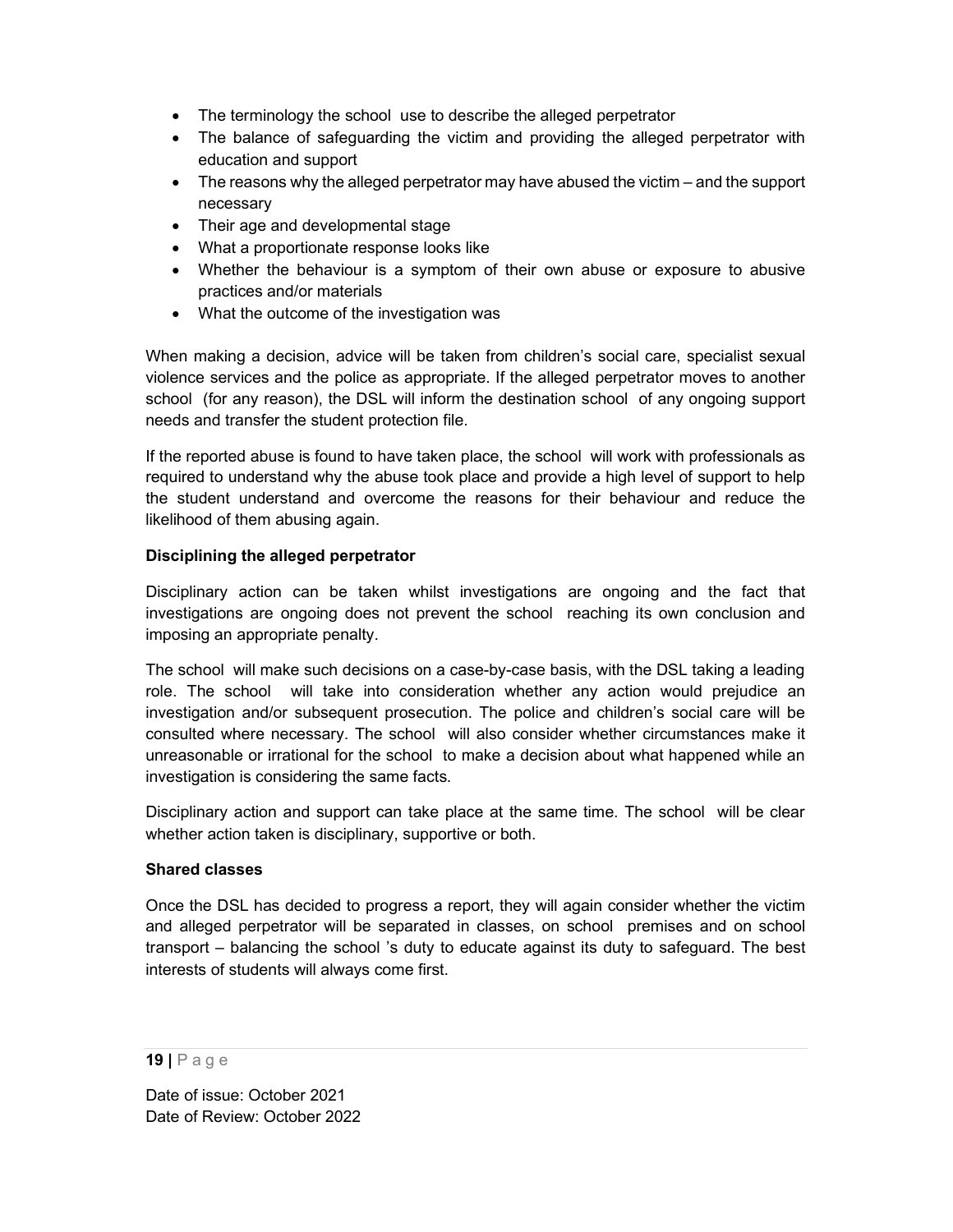- The terminology the school use to describe the alleged perpetrator
- The balance of safeguarding the victim and providing the alleged perpetrator with education and support
- The reasons why the alleged perpetrator may have abused the victim – and the support necessary
- Their age and developmental stage
- What a proportionate response looks like
- Whether the behaviour is a symptom of their own abuse or exposure to abusive practices and/or materials
- What the outcome of the investigation was

When making a decision, advice will be taken from children's social care, specialist sexual violence services and the police as appropriate. If the alleged perpetrator moves to another school (for any reason), the DSL will inform the destination school of any ongoing support needs and transfer the student protection file.

If the reported abuse is found to have taken place, the school will work with professionals as required to understand why the abuse took place and provide a high level of support to help the student understand and overcome the reasons for their behaviour and reduce the likelihood of them abusing again.

**Disciplining the alleged perpetrator**

Disciplinary action can be taken whilst investigations are ongoing and the fact that investigations are ongoing does not prevent the school reaching its own conclusion and imposing an appropriate penalty.

The school will make such decisions on a case-by-case basis, with the DSL taking a leading role. The school will take into consideration whether any action would prejudice an investigation and/or subsequent prosecution. The police and children's social care will be consulted where necessary. The school will also consider whether circumstances make it unreasonable or irrational for the school to make a decision about what happened while an investigation is considering the same facts.

Disciplinary action and support can take place at the same time. The school will be clear whether action taken is disciplinary, supportive or both.

**Shared classes**

Once the DSL has decided to progress a report, they will again consider whether the victim and alleged perpetrator will be separated in classes, on school premises and on school transport – balancing the school 's duty to educate against its duty to safeguard. The best interests of students will always come first.

Date of issue: October 2021
Date of Review: October 2022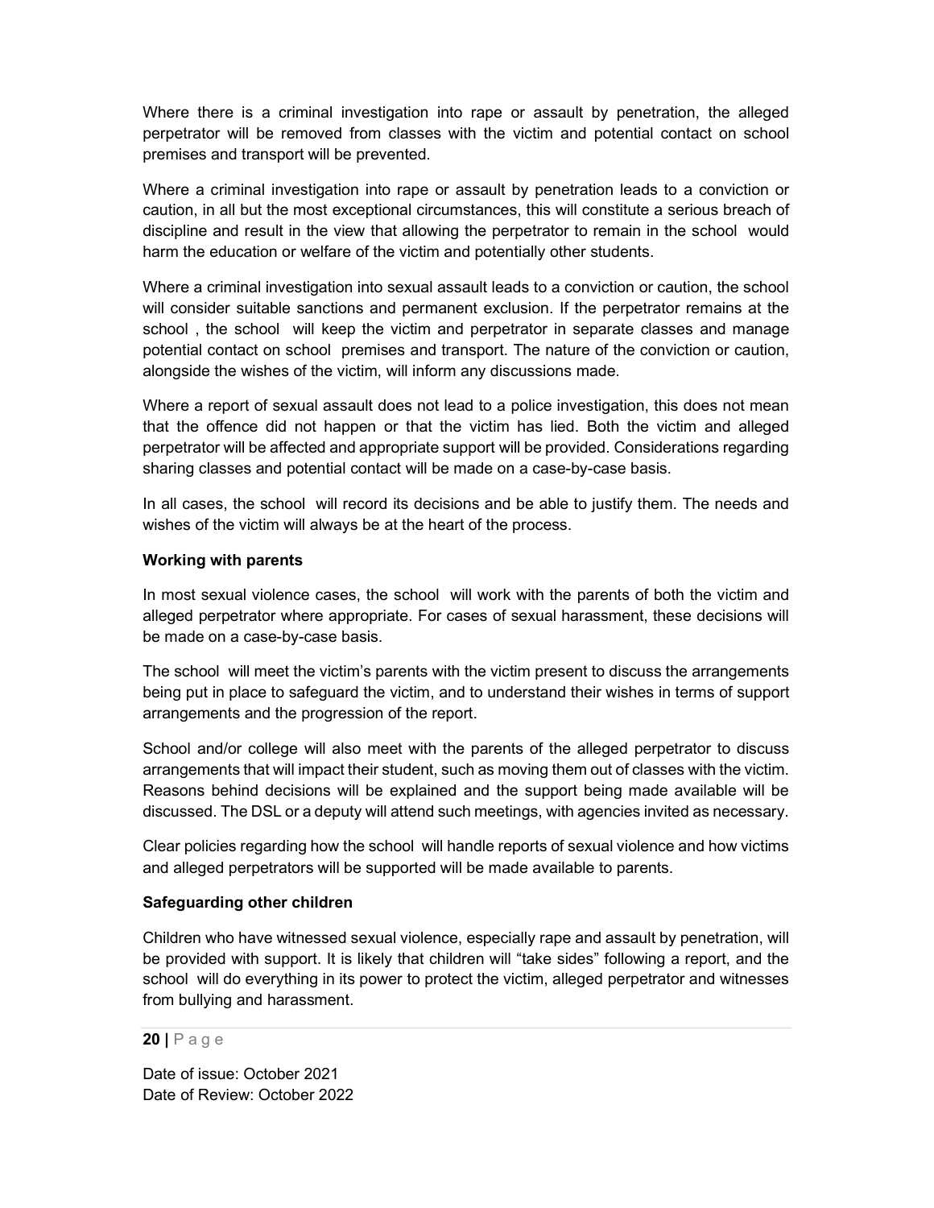Where there is a criminal investigation into rape or assault by penetration, the alleged perpetrator will be removed from classes with the victim and potential contact on school premises and transport will be prevented.

Where a criminal investigation into rape or assault by penetration leads to a conviction or caution, in all but the most exceptional circumstances, this will constitute a serious breach of discipline and result in the view that allowing the perpetrator to remain in the school would harm the education or welfare of the victim and potentially other students.

Where a criminal investigation into sexual assault leads to a conviction or caution, the school will consider suitable sanctions and permanent exclusion. If the perpetrator remains at the school , the school will keep the victim and perpetrator in separate classes and manage potential contact on school premises and transport. The nature of the conviction or caution, alongside the wishes of the victim, will inform any discussions made.

Where a report of sexual assault does not lead to a police investigation, this does not mean that the offence did not happen or that the victim has lied. Both the victim and alleged perpetrator will be affected and appropriate support will be provided. Considerations regarding sharing classes and potential contact will be made on a case-by-case basis.

In all cases, the school will record its decisions and be able to justify them. The needs and wishes of the victim will always be at the heart of the process.

**Working with parents**

In most sexual violence cases, the school will work with the parents of both the victim and alleged perpetrator where appropriate. For cases of sexual harassment, these decisions will be made on a case-by-case basis.

The school will meet the victim's parents with the victim present to discuss the arrangements being put in place to safeguard the victim, and to understand their wishes in terms of support arrangements and the progression of the report.

School and/or college will also meet with the parents of the alleged perpetrator to discuss arrangements that will impact their student, such as moving them out of classes with the victim. Reasons behind decisions will be explained and the support being made available will be discussed. The DSL or a deputy will attend such meetings, with agencies invited as necessary.

Clear policies regarding how the school will handle reports of sexual violence and how victims and alleged perpetrators will be supported will be made available to parents.

**Safeguarding other children**

Children who have witnessed sexual violence, especially rape and assault by penetration, will be provided with support. It is likely that children will "take sides" following a report, and the school will do everything in its power to protect the victim, alleged perpetrator and witnesses from bullying and harassment.

Date of issue: October 2021
Date of Review: October 2022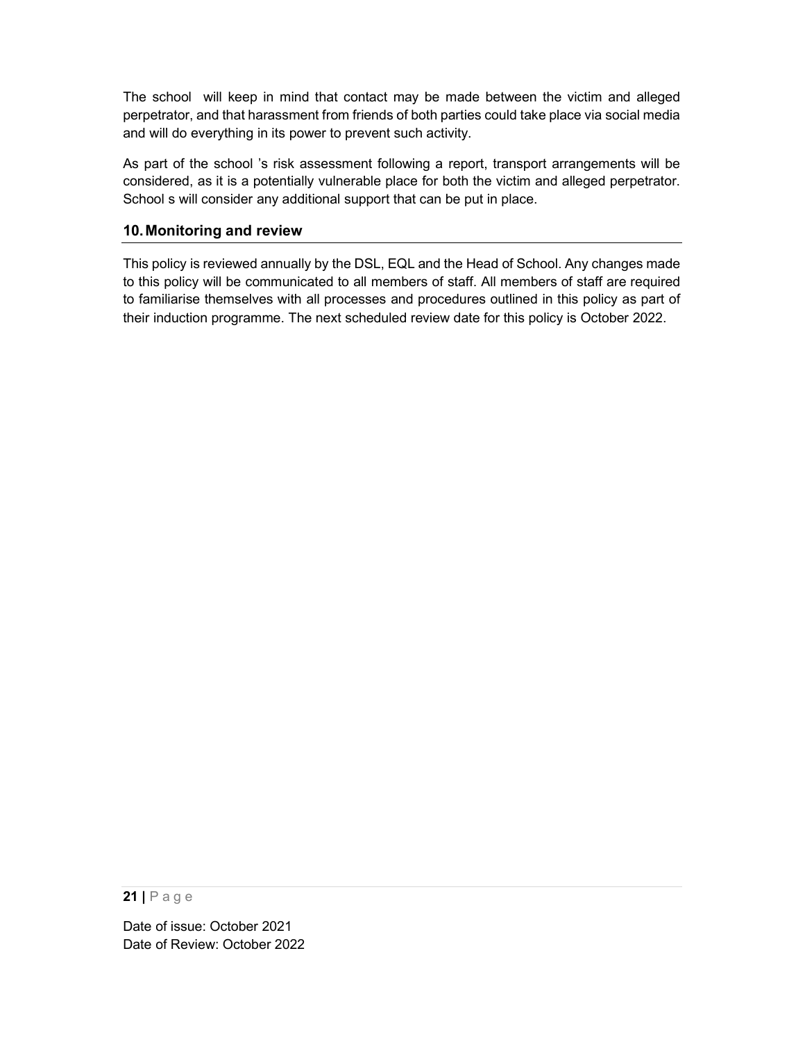The school  will keep in mind that contact may be made between the victim and alleged perpetrator, and that harassment from friends of both parties could take place via social media and will do everything in its power to prevent such activity.

As part of the school 's risk assessment following a report, transport arrangements will be considered, as it is a potentially vulnerable place for both the victim and alleged perpetrator. School s will consider any additional support that can be put in place.

## 10. Monitoring and review

This policy is reviewed annually by the DSL, EQL and the Head of School. Any changes made to this policy will be communicated to all members of staff. All members of staff are required to familiarise themselves with all processes and procedures outlined in this policy as part of their induction programme. The next scheduled review date for this policy is October 2022.

Date of issue: October 2021
Date of Review: October 2022